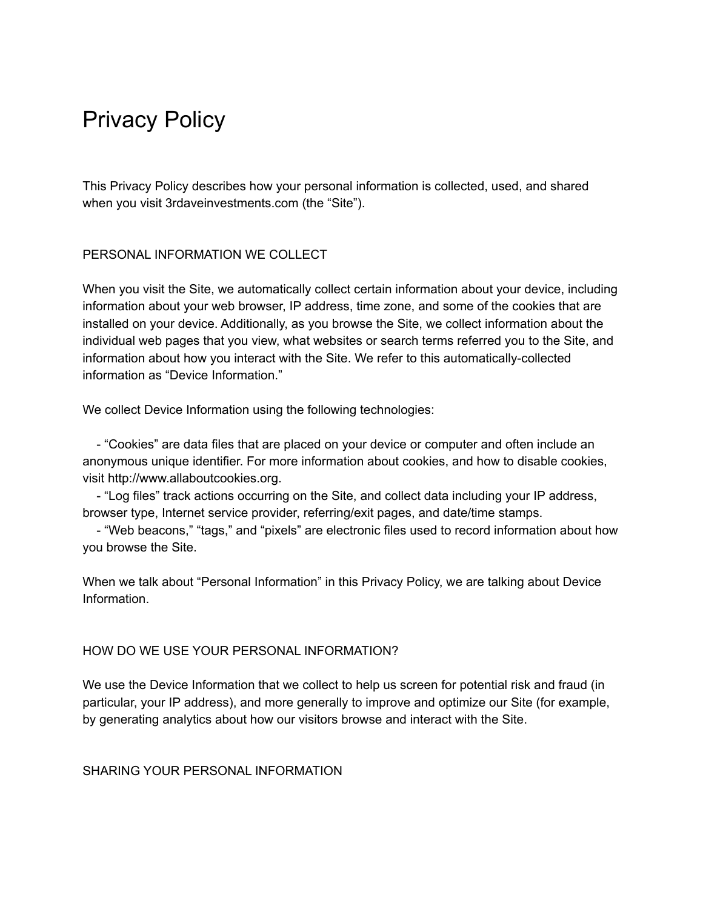# Privacy Policy

This Privacy Policy describes how your personal information is collected, used, and shared when you visit 3rdaveinvestments.com (the “Site”).

## PERSONAL INFORMATION WE COLLECT

When you visit the Site, we automatically collect certain information about your device, including information about your web browser, IP address, time zone, and some of the cookies that are installed on your device. Additionally, as you browse the Site, we collect information about the individual web pages that you view, what websites or search terms referred you to the Site, and information about how you interact with the Site. We refer to this automatically-collected information as “Device Information.”

We collect Device Information using the following technologies:

- “Cookies” are data files that are placed on your device or computer and often include an anonymous unique identifier. For more information about cookies, and how to disable cookies, visit http://www.allaboutcookies.org.
- “Log files” track actions occurring on the Site, and collect data including your IP address, browser type, Internet service provider, referring/exit pages, and date/time stamps.
- “Web beacons,” “tags,” and “pixels” are electronic files used to record information about how you browse the Site.

When we talk about “Personal Information” in this Privacy Policy, we are talking about Device Information.

## HOW DO WE USE YOUR PERSONAL INFORMATION?

We use the Device Information that we collect to help us screen for potential risk and fraud (in particular, your IP address), and more generally to improve and optimize our Site (for example, by generating analytics about how our visitors browse and interact with the Site.

## SHARING YOUR PERSONAL INFORMATION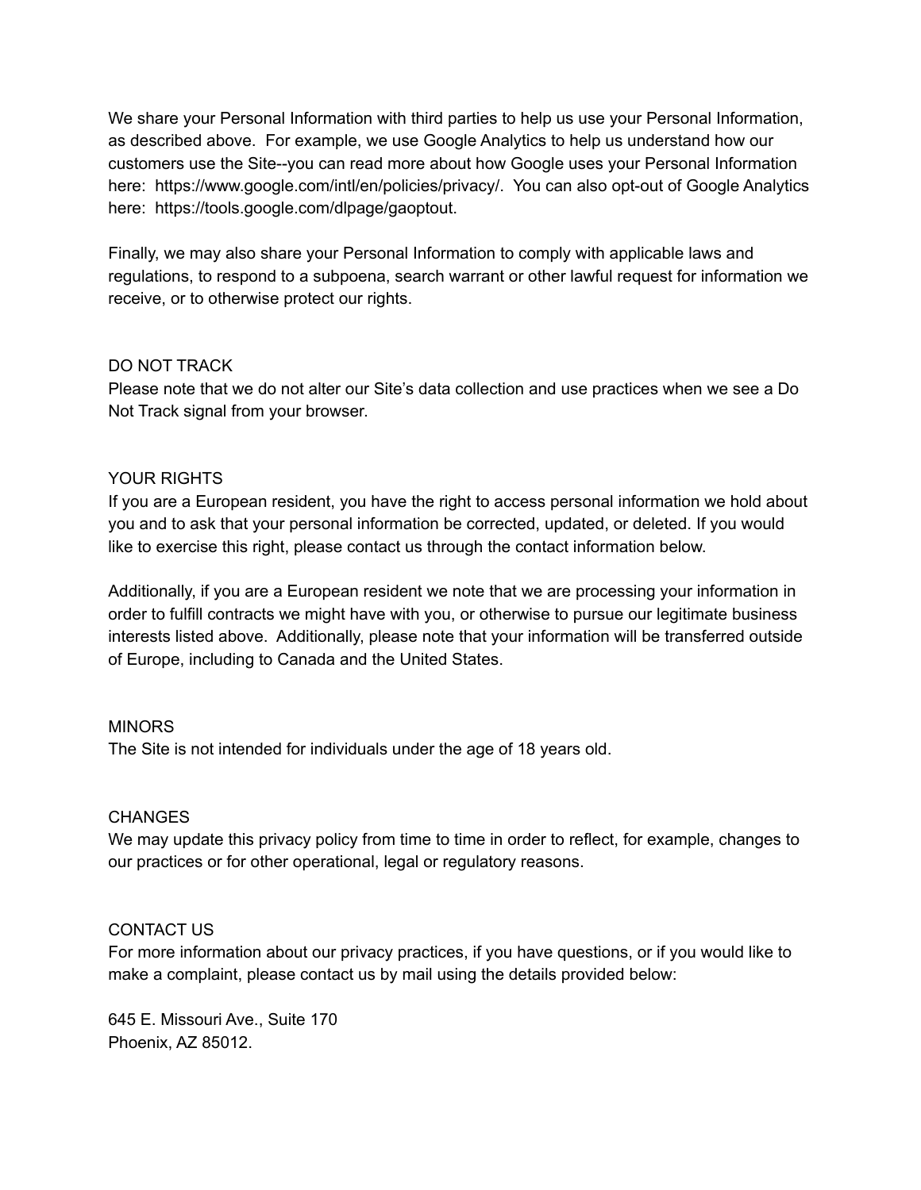We share your Personal Information with third parties to help us use your Personal Information, as described above. For example, we use Google Analytics to help us understand how our customers use the Site--you can read more about how Google uses your Personal Information here: https://www.google.com/intl/en/policies/privacy/. You can also opt-out of Google Analytics here: https://tools.google.com/dlpage/gaoptout.

Finally, we may also share your Personal Information to comply with applicable laws and regulations, to respond to a subpoena, search warrant or other lawful request for information we receive, or to otherwise protect our rights.

## DO NOT TRACK

Please note that we do not alter our Site's data collection and use practices when we see a Do Not Track signal from your browser.

## YOUR RIGHTS

If you are a European resident, you have the right to access personal information we hold about you and to ask that your personal information be corrected, updated, or deleted. If you would like to exercise this right, please contact us through the contact information below.

Additionally, if you are a European resident we note that we are processing your information in order to fulfill contracts we might have with you, or otherwise to pursue our legitimate business interests listed above. Additionally, please note that your information will be transferred outside of Europe, including to Canada and the United States.

## MINORS

The Site is not intended for individuals under the age of 18 years old.

## CHANGES

We may update this privacy policy from time to time in order to reflect, for example, changes to our practices or for other operational, legal or regulatory reasons.

## CONTACT US

For more information about our privacy practices, if you have questions, or if you would like to make a complaint, please contact us by mail using the details provided below:

645 E. Missouri Ave., Suite 170
Phoenix, AZ 85012.